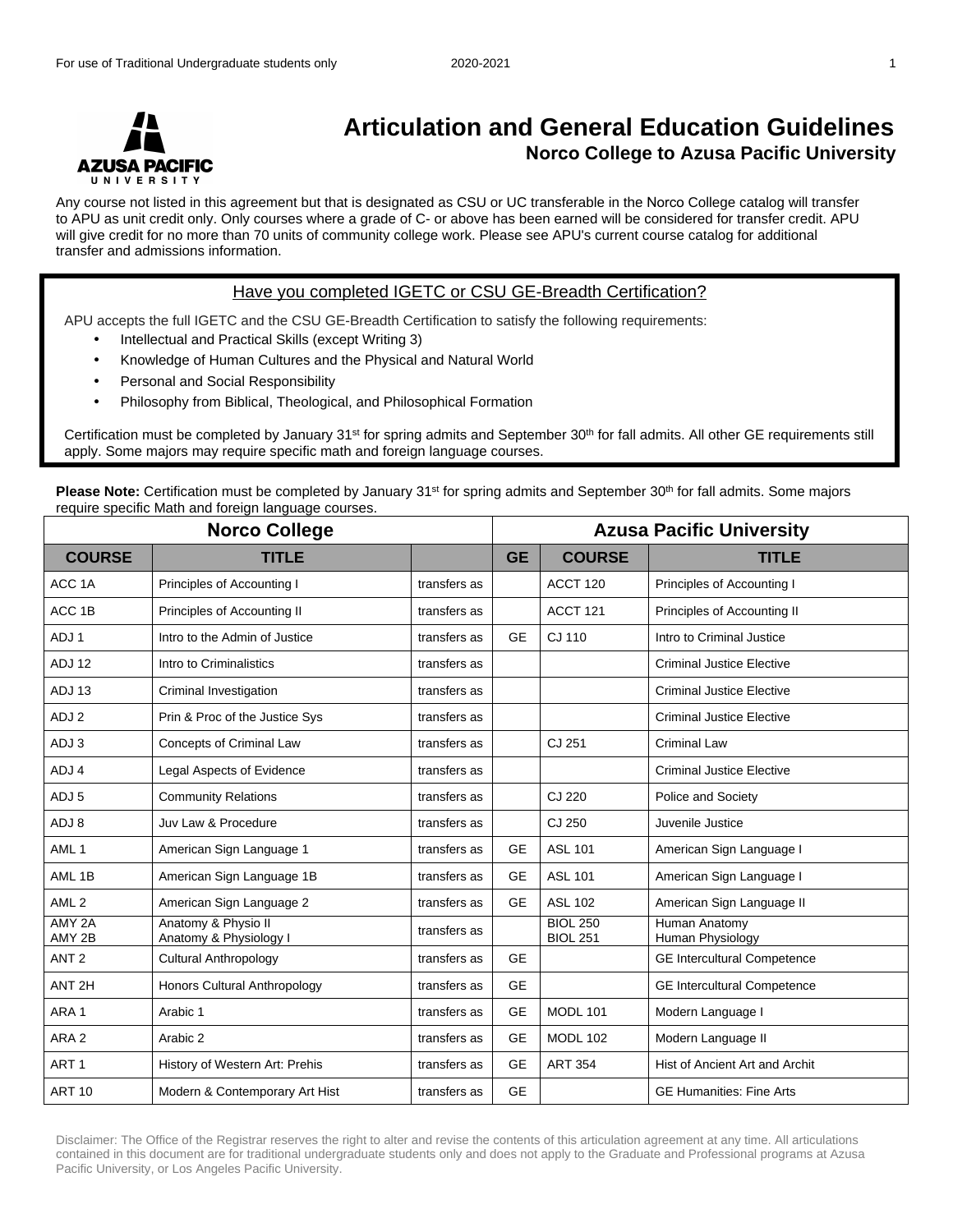# Articulation and General Education Guidelines

## Norco College to Azusa Pacific University

Any course not listed in this agreement but that is designated as CSU or UC transferable in the Norco College catalog will transfer to APU as unit credit only. Only courses where a grade of C- or above has been earned will be considered for transfer credit. APU will give credit for no more than 70 units of community college work. Please see APU's current course catalog for additional transfer and admissions information.

### Have you completed IGETC or CSU GE-Breadth Certification?

APU accepts the full IGETC and the CSU GE-Breadth Certification to satisfy the following requirements:

- Intellectual and Practical Skills (except Writing 3)
- Knowledge of Human Cultures and the Physical and Natural World
- Personal and Social Responsibility
- Philosophy from Biblical, Theological, and Philosophical Formation

Certification must be completed by January 31st for spring admits and September 30th for fall admits. All other GE requirements still apply. Some majors may require specific math and foreign language courses.

**Please Note:** Certification must be completed by January 31st for spring admits and September 30th for fall admits. Some majors require specific Math and foreign language courses.

| Norco College | | | Azusa Pacific University | | |
|---|---|---|---|---|---|
| **COURSE** | **TITLE** | | **GE** | **COURSE** | **TITLE** |
| ACC 1A | Principles of Accounting I | transfers as | | ACCT 120 | Principles of Accounting I |
| ACC 1B | Principles of Accounting II | transfers as | | ACCT 121 | Principles of Accounting II |
| ADJ 1 | Intro to the Admin of Justice | transfers as | GE | CJ 110 | Intro to Criminal Justice |
| ADJ 12 | Intro to Criminalistics | transfers as | | | Criminal Justice Elective |
| ADJ 13 | Criminal Investigation | transfers as | | | Criminal Justice Elective |
| ADJ 2 | Prin & Proc of the Justice Sys | transfers as | | | Criminal Justice Elective |
| ADJ 3 | Concepts of Criminal Law | transfers as | | CJ 251 | Criminal Law |
| ADJ 4 | Legal Aspects of Evidence | transfers as | | | Criminal Justice Elective |
| ADJ 5 | Community Relations | transfers as | | CJ 220 | Police and Society |
| ADJ 8 | Juv Law & Procedure | transfers as | | CJ 250 | Juvenile Justice |
| AML 1 | American Sign Language 1 | transfers as | GE | ASL 101 | American Sign Language I |
| AML 1B | American Sign Language 1B | transfers as | GE | ASL 101 | American Sign Language I |
| AML 2 | American Sign Language 2 | transfers as | GE | ASL 102 | American Sign Language II |
| AMY 2A<br>AMY 2B | Anatomy & Physio II<br>Anatomy & Physiology I | transfers as | | BIOL 250<br>BIOL 251 | Human Anatomy<br>Human Physiology |
| ANT 2 | Cultural Anthropology | transfers as | GE | | GE Intercultural Competence |
| ANT 2H | Honors Cultural Anthropology | transfers as | GE | | GE Intercultural Competence |
| ARA 1 | Arabic 1 | transfers as | GE | MODL 101 | Modern Language I |
| ARA 2 | Arabic 2 | transfers as | GE | MODL 102 | Modern Language II |
| ART 1 | History of Western Art: Prehis | transfers as | GE | ART 354 | Hist of Ancient Art and Archit |
| ART 10 | Modern & Contemporary Art Hist | transfers as | GE | | GE Humanities: Fine Arts |

Disclaimer: The Office of the Registrar reserves the right to alter and revise the contents of this articulation agreement at any time. All articulations contained in this document are for traditional undergraduate students only and does not apply to the Graduate and Professional programs at Azusa Pacific University, or Los Angeles Pacific University.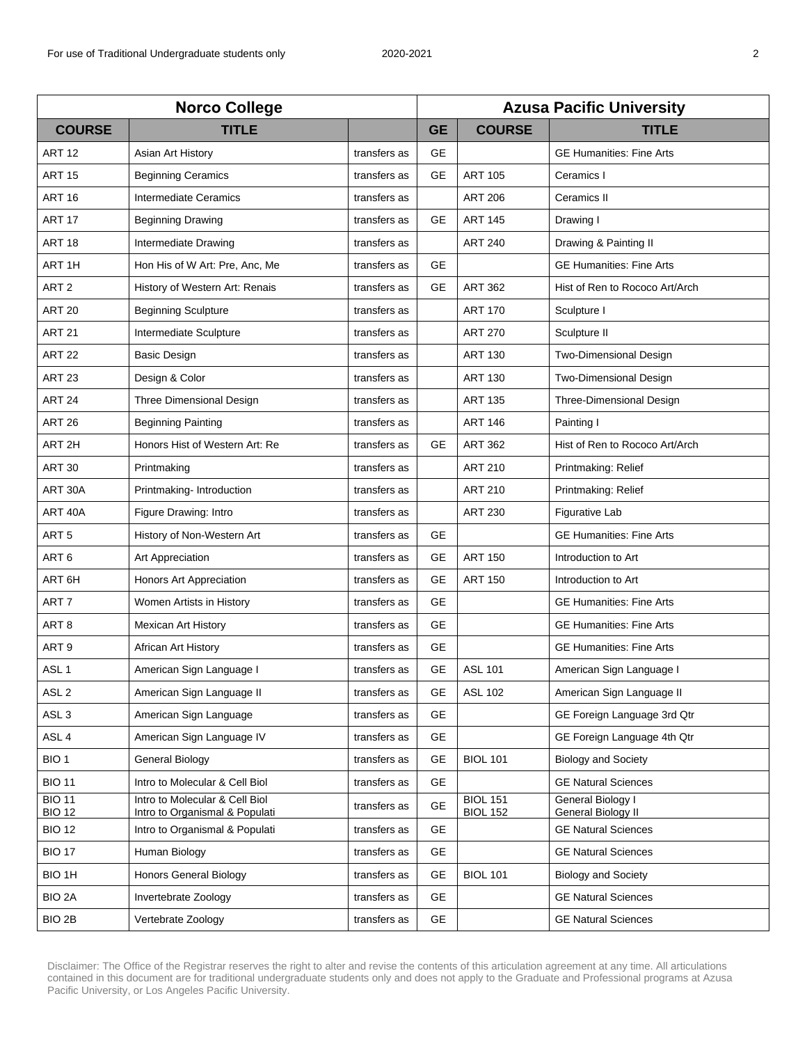| Norco College | | | Azusa Pacific University | | |
|---|---|---|---|---|---|
| **COURSE** | **TITLE** | | **GE** | **COURSE** | **TITLE** |
| ART 12 | Asian Art History | transfers as | GE | | GE Humanities: Fine Arts |
| ART 15 | Beginning Ceramics | transfers as | GE | ART 105 | Ceramics I |
| ART 16 | Intermediate Ceramics | transfers as | | ART 206 | Ceramics II |
| ART 17 | Beginning Drawing | transfers as | GE | ART 145 | Drawing I |
| ART 18 | Intermediate Drawing | transfers as | | ART 240 | Drawing & Painting II |
| ART 1H | Hon His of W Art: Pre, Anc, Me | transfers as | GE | | GE Humanities: Fine Arts |
| ART 2 | History of Western Art: Renais | transfers as | GE | ART 362 | Hist of Ren to Rococo Art/Arch |
| ART 20 | Beginning Sculpture | transfers as | | ART 170 | Sculpture I |
| ART 21 | Intermediate Sculpture | transfers as | | ART 270 | Sculpture II |
| ART 22 | Basic Design | transfers as | | ART 130 | Two-Dimensional Design |
| ART 23 | Design & Color | transfers as | | ART 130 | Two-Dimensional Design |
| ART 24 | Three Dimensional Design | transfers as | | ART 135 | Three-Dimensional Design |
| ART 26 | Beginning Painting | transfers as | | ART 146 | Painting I |
| ART 2H | Honors Hist of Western Art: Re | transfers as | GE | ART 362 | Hist of Ren to Rococo Art/Arch |
| ART 30 | Printmaking | transfers as | | ART 210 | Printmaking: Relief |
| ART 30A | Printmaking- Introduction | transfers as | | ART 210 | Printmaking: Relief |
| ART 40A | Figure Drawing: Intro | transfers as | | ART 230 | Figurative Lab |
| ART 5 | History of Non-Western Art | transfers as | GE | | GE Humanities: Fine Arts |
| ART 6 | Art Appreciation | transfers as | GE | ART 150 | Introduction to Art |
| ART 6H | Honors Art Appreciation | transfers as | GE | ART 150 | Introduction to Art |
| ART 7 | Women Artists in History | transfers as | GE | | GE Humanities: Fine Arts |
| ART 8 | Mexican Art History | transfers as | GE | | GE Humanities: Fine Arts |
| ART 9 | African Art History | transfers as | GE | | GE Humanities: Fine Arts |
| ASL 1 | American Sign Language I | transfers as | GE | ASL 101 | American Sign Language I |
| ASL 2 | American Sign Language II | transfers as | GE | ASL 102 | American Sign Language II |
| ASL 3 | American Sign Language | transfers as | GE | | GE Foreign Language 3rd Qtr |
| ASL 4 | American Sign Language IV | transfers as | GE | | GE Foreign Language 4th Qtr |
| BIO 1 | General Biology | transfers as | GE | BIOL 101 | Biology and Society |
| BIO 11 | Intro to Molecular & Cell Biol | transfers as | GE | | GE Natural Sciences |
| BIO 11<br>BIO 12 | Intro to Molecular & Cell Biol<br>Intro to Organismal & Populati | transfers as | GE | BIOL 151<br>BIOL 152 | General Biology I<br>General Biology II |
| BIO 12 | Intro to Organismal & Populati | transfers as | GE | | GE Natural Sciences |
| BIO 17 | Human Biology | transfers as | GE | | GE Natural Sciences |
| BIO 1H | Honors General Biology | transfers as | GE | BIOL 101 | Biology and Society |
| BIO 2A | Invertebrate Zoology | transfers as | GE | | GE Natural Sciences |
| BIO 2B | Vertebrate Zoology | transfers as | GE | | GE Natural Sciences |

Disclaimer: The Office of the Registrar reserves the right to alter and revise the contents of this articulation agreement at any time. All articulations contained in this document are for traditional undergraduate students only and does not apply to the Graduate and Professional programs at Azusa Pacific University, or Los Angeles Pacific University.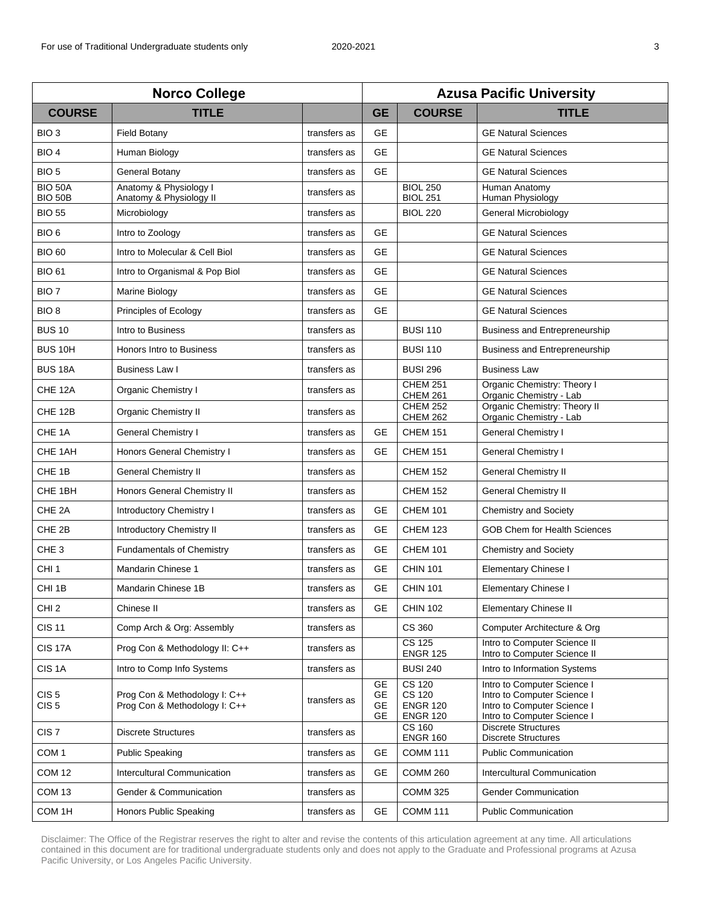| Norco College | | | Azusa Pacific University | | |
|---|---|---|---|---|---|
| **COURSE** | **TITLE** | | **GE** | **COURSE** | **TITLE** |
| BIO 3 | Field Botany | transfers as | GE | | GE Natural Sciences |
| BIO 4 | Human Biology | transfers as | GE | | GE Natural Sciences |
| BIO 5 | General Botany | transfers as | GE | | GE Natural Sciences |
| BIO 50A<br>BIO 50B | Anatomy & Physiology I<br>Anatomy & Physiology II | transfers as | | BIOL 250<br>BIOL 251 | Human Anatomy<br>Human Physiology |
| BIO 55 | Microbiology | transfers as | | BIOL 220 | General Microbiology |
| BIO 6 | Intro to Zoology | transfers as | GE | | GE Natural Sciences |
| BIO 60 | Intro to Molecular & Cell Biol | transfers as | GE | | GE Natural Sciences |
| BIO 61 | Intro to Organismal & Pop Biol | transfers as | GE | | GE Natural Sciences |
| BIO 7 | Marine Biology | transfers as | GE | | GE Natural Sciences |
| BIO 8 | Principles of Ecology | transfers as | GE | | GE Natural Sciences |
| BUS 10 | Intro to Business | transfers as | | BUSI 110 | Business and Entrepreneurship |
| BUS 10H | Honors Intro to Business | transfers as | | BUSI 110 | Business and Entrepreneurship |
| BUS 18A | Business Law I | transfers as | | BUSI 296 | Business Law |
| CHE 12A | Organic Chemistry I | transfers as | | CHEM 251<br>CHEM 261 | Organic Chemistry: Theory I<br>Organic Chemistry - Lab |
| CHE 12B | Organic Chemistry II | transfers as | | CHEM 252<br>CHEM 262 | Organic Chemistry: Theory II<br>Organic Chemistry - Lab |
| CHE 1A | General Chemistry I | transfers as | GE | CHEM 151 | General Chemistry I |
| CHE 1AH | Honors General Chemistry I | transfers as | GE | CHEM 151 | General Chemistry I |
| CHE 1B | General Chemistry II | transfers as | | CHEM 152 | General Chemistry II |
| CHE 1BH | Honors General Chemistry II | transfers as | | CHEM 152 | General Chemistry II |
| CHE 2A | Introductory Chemistry I | transfers as | GE | CHEM 101 | Chemistry and Society |
| CHE 2B | Introductory Chemistry II | transfers as | GE | CHEM 123 | GOB Chem for Health Sciences |
| CHE 3 | Fundamentals of Chemistry | transfers as | GE | CHEM 101 | Chemistry and Society |
| CHI 1 | Mandarin Chinese 1 | transfers as | GE | CHIN 101 | Elementary Chinese I |
| CHI 1B | Mandarin Chinese 1B | transfers as | GE | CHIN 101 | Elementary Chinese I |
| CHI 2 | Chinese II | transfers as | GE | CHIN 102 | Elementary Chinese II |
| CIS 11 | Comp Arch & Org: Assembly | transfers as | | CS 360 | Computer Architecture & Org |
| CIS 17A | Prog Con & Methodology II: C++ | transfers as | | CS 125<br>ENGR 125 | Intro to Computer Science II<br>Intro to Computer Science II |
| CIS 1A | Intro to Comp Info Systems | transfers as | | BUSI 240 | Intro to Information Systems |
| CIS 5<br>CIS 5 | Prog Con & Methodology I: C++<br>Prog Con & Methodology I: C++ | transfers as | GE<br>GE<br>GE<br>GE | CS 120<br>CS 120<br>ENGR 120<br>ENGR 120 | Intro to Computer Science I<br>Intro to Computer Science I<br>Intro to Computer Science I<br>Intro to Computer Science I |
| CIS 7 | Discrete Structures | transfers as | | CS 160<br>ENGR 160 | Discrete Structures<br>Discrete Structures |
| COM 1 | Public Speaking | transfers as | GE | COMM 111 | Public Communication |
| COM 12 | Intercultural Communication | transfers as | GE | COMM 260 | Intercultural Communication |
| COM 13 | Gender & Communication | transfers as | | COMM 325 | Gender Communication |
| COM 1H | Honors Public Speaking | transfers as | GE | COMM 111 | Public Communication |

Disclaimer: The Office of the Registrar reserves the right to alter and revise the contents of this articulation agreement at any time. All articulations contained in this document are for traditional undergraduate students only and does not apply to the Graduate and Professional programs at Azusa Pacific University, or Los Angeles Pacific University.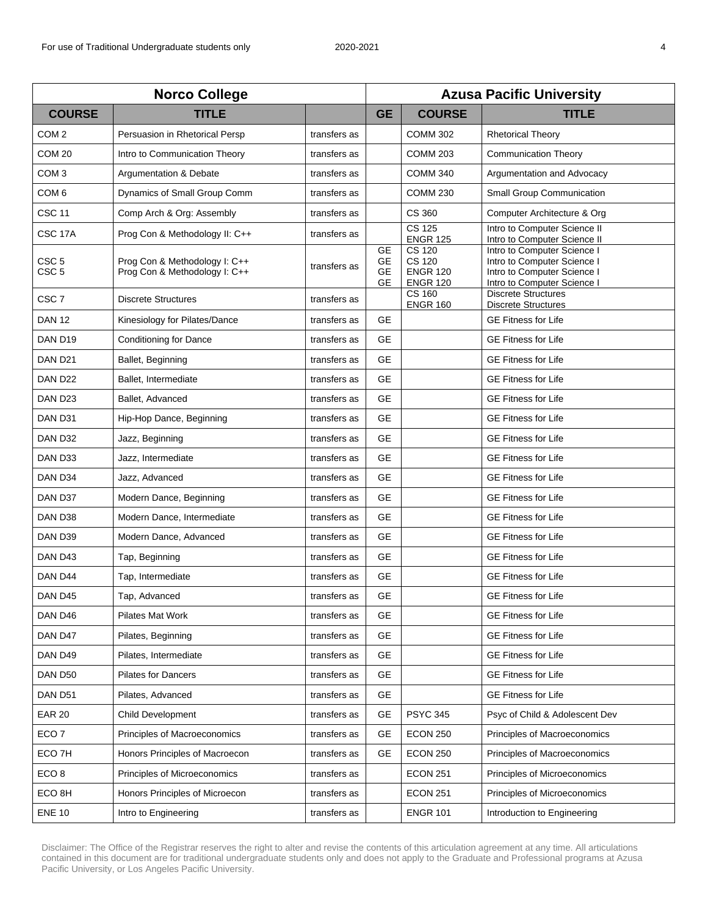| Norco College | | | Azusa Pacific University | | |
|---|---|---|---|---|---|
| **COURSE** | **TITLE** | | **GE** | **COURSE** | **TITLE** |
| COM 2 | Persuasion in Rhetorical Persp | transfers as | | COMM 302 | Rhetorical Theory |
| COM 20 | Intro to Communication Theory | transfers as | | COMM 203 | Communication Theory |
| COM 3 | Argumentation & Debate | transfers as | | COMM 340 | Argumentation and Advocacy |
| COM 6 | Dynamics of Small Group Comm | transfers as | | COMM 230 | Small Group Communication |
| CSC 11 | Comp Arch & Org: Assembly | transfers as | | CS 360 | Computer Architecture & Org |
| CSC 17A | Prog Con & Methodology II: C++ | transfers as | | CS 125<br>ENGR 125 | Intro to Computer Science II<br>Intro to Computer Science II |
| CSC 5<br>CSC 5 | Prog Con & Methodology I: C++<br>Prog Con & Methodology I: C++ | transfers as | GE<br>GE<br>GE<br>GE | CS 120<br>CS 120<br>ENGR 120<br>ENGR 120 | Intro to Computer Science I<br>Intro to Computer Science I<br>Intro to Computer Science I<br>Intro to Computer Science I |
| CSC 7 | Discrete Structures | transfers as | | CS 160<br>ENGR 160 | Discrete Structures<br>Discrete Structures |
| DAN 12 | Kinesiology for Pilates/Dance | transfers as | GE | | GE Fitness for Life |
| DAN D19 | Conditioning for Dance | transfers as | GE | | GE Fitness for Life |
| DAN D21 | Ballet, Beginning | transfers as | GE | | GE Fitness for Life |
| DAN D22 | Ballet, Intermediate | transfers as | GE | | GE Fitness for Life |
| DAN D23 | Ballet, Advanced | transfers as | GE | | GE Fitness for Life |
| DAN D31 | Hip-Hop Dance, Beginning | transfers as | GE | | GE Fitness for Life |
| DAN D32 | Jazz, Beginning | transfers as | GE | | GE Fitness for Life |
| DAN D33 | Jazz, Intermediate | transfers as | GE | | GE Fitness for Life |
| DAN D34 | Jazz, Advanced | transfers as | GE | | GE Fitness for Life |
| DAN D37 | Modern Dance, Beginning | transfers as | GE | | GE Fitness for Life |
| DAN D38 | Modern Dance, Intermediate | transfers as | GE | | GE Fitness for Life |
| DAN D39 | Modern Dance, Advanced | transfers as | GE | | GE Fitness for Life |
| DAN D43 | Tap, Beginning | transfers as | GE | | GE Fitness for Life |
| DAN D44 | Tap, Intermediate | transfers as | GE | | GE Fitness for Life |
| DAN D45 | Tap, Advanced | transfers as | GE | | GE Fitness for Life |
| DAN D46 | Pilates Mat Work | transfers as | GE | | GE Fitness for Life |
| DAN D47 | Pilates, Beginning | transfers as | GE | | GE Fitness for Life |
| DAN D49 | Pilates, Intermediate | transfers as | GE | | GE Fitness for Life |
| DAN D50 | Pilates for Dancers | transfers as | GE | | GE Fitness for Life |
| DAN D51 | Pilates, Advanced | transfers as | GE | | GE Fitness for Life |
| EAR 20 | Child Development | transfers as | GE | PSYC 345 | Psyc of Child & Adolescent Dev |
| ECO 7 | Principles of Macroeconomics | transfers as | GE | ECON 250 | Principles of Macroeconomics |
| ECO 7H | Honors Principles of Macroecon | transfers as | GE | ECON 250 | Principles of Macroeconomics |
| ECO 8 | Principles of Microeconomics | transfers as | | ECON 251 | Principles of Microeconomics |
| ECO 8H | Honors Principles of Microecon | transfers as | | ECON 251 | Principles of Microeconomics |
| ENE 10 | Intro to Engineering | transfers as | | ENGR 101 | Introduction to Engineering |

Disclaimer: The Office of the Registrar reserves the right to alter and revise the contents of this articulation agreement at any time. All articulations contained in this document are for traditional undergraduate students only and does not apply to the Graduate and Professional programs at Azusa Pacific University, or Los Angeles Pacific University.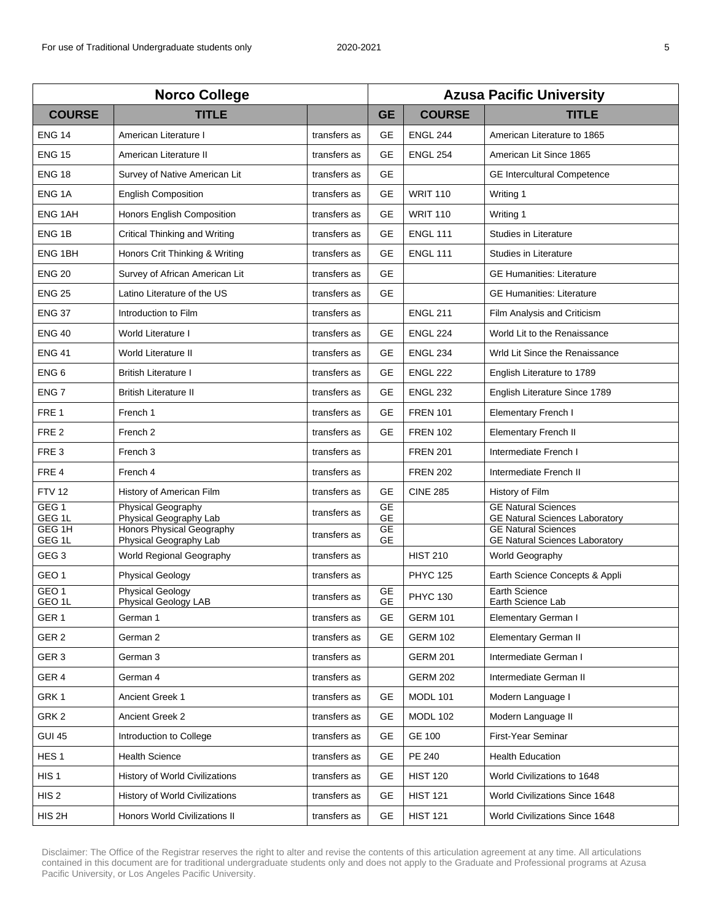| Norco College | | | Azusa Pacific University | | |
|---|---|---|---|---|---|
| **COURSE** | **TITLE** | | **GE** | **COURSE** | **TITLE** |
| ENG 14 | American Literature I | transfers as | GE | ENGL 244 | American Literature to 1865 |
| ENG 15 | American Literature II | transfers as | GE | ENGL 254 | American Lit Since 1865 |
| ENG 18 | Survey of Native American Lit | transfers as | GE | | GE Intercultural Competence |
| ENG 1A | English Composition | transfers as | GE | WRIT 110 | Writing 1 |
| ENG 1AH | Honors English Composition | transfers as | GE | WRIT 110 | Writing 1 |
| ENG 1B | Critical Thinking and Writing | transfers as | GE | ENGL 111 | Studies in Literature |
| ENG 1BH | Honors Crit Thinking & Writing | transfers as | GE | ENGL 111 | Studies in Literature |
| ENG 20 | Survey of African American Lit | transfers as | GE | | GE Humanities: Literature |
| ENG 25 | Latino Literature of the US | transfers as | GE | | GE Humanities: Literature |
| ENG 37 | Introduction to Film | transfers as | | ENGL 211 | Film Analysis and Criticism |
| ENG 40 | World Literature I | transfers as | GE | ENGL 224 | World Lit to the Renaissance |
| ENG 41 | World Literature II | transfers as | GE | ENGL 234 | Wrld Lit Since the Renaissance |
| ENG 6 | British Literature I | transfers as | GE | ENGL 222 | English Literature to 1789 |
| ENG 7 | British Literature II | transfers as | GE | ENGL 232 | English Literature Since 1789 |
| FRE 1 | French 1 | transfers as | GE | FREN 101 | Elementary French I |
| FRE 2 | French 2 | transfers as | GE | FREN 102 | Elementary French II |
| FRE 3 | French 3 | transfers as | | FREN 201 | Intermediate French I |
| FRE 4 | French 4 | transfers as | | FREN 202 | Intermediate French II |
| FTV 12 | History of American Film | transfers as | GE | CINE 285 | History of Film |
| GEG 1<br>GEG 1L | Physical Geography<br>Physical Geography Lab | transfers as | GE<br>GE | | GE Natural Sciences<br>GE Natural Sciences Laboratory |
| GEG 1H<br>GEG 1L | Honors Physical Geography<br>Physical Geography Lab | transfers as | GE<br>GE | | GE Natural Sciences<br>GE Natural Sciences Laboratory |
| GEG 3 | World Regional Geography | transfers as | | HIST 210 | World Geography |
| GEO 1 | Physical Geology | transfers as | | PHYC 125 | Earth Science Concepts & Appli |
| GEO 1<br>GEO 1L | Physical Geology<br>Physical Geology LAB | transfers as | GE<br>GE | PHYC 130 | Earth Science<br>Earth Science Lab |
| GER 1 | German 1 | transfers as | GE | GERM 101 | Elementary German I |
| GER 2 | German 2 | transfers as | GE | GERM 102 | Elementary German II |
| GER 3 | German 3 | transfers as | | GERM 201 | Intermediate German I |
| GER 4 | German 4 | transfers as | | GERM 202 | Intermediate German II |
| GRK 1 | Ancient Greek 1 | transfers as | GE | MODL 101 | Modern Language I |
| GRK 2 | Ancient Greek 2 | transfers as | GE | MODL 102 | Modern Language II |
| GUI 45 | Introduction to College | transfers as | GE | GE 100 | First-Year Seminar |
| HES 1 | Health Science | transfers as | GE | PE 240 | Health Education |
| HIS 1 | History of World Civilizations | transfers as | GE | HIST 120 | World Civilizations to 1648 |
| HIS 2 | History of World Civilizations | transfers as | GE | HIST 121 | World Civilizations Since 1648 |
| HIS 2H | Honors World Civilizations II | transfers as | GE | HIST 121 | World Civilizations Since 1648 |

Disclaimer: The Office of the Registrar reserves the right to alter and revise the contents of this articulation agreement at any time. All articulations contained in this document are for traditional undergraduate students only and does not apply to the Graduate and Professional programs at Azusa Pacific University, or Los Angeles Pacific University.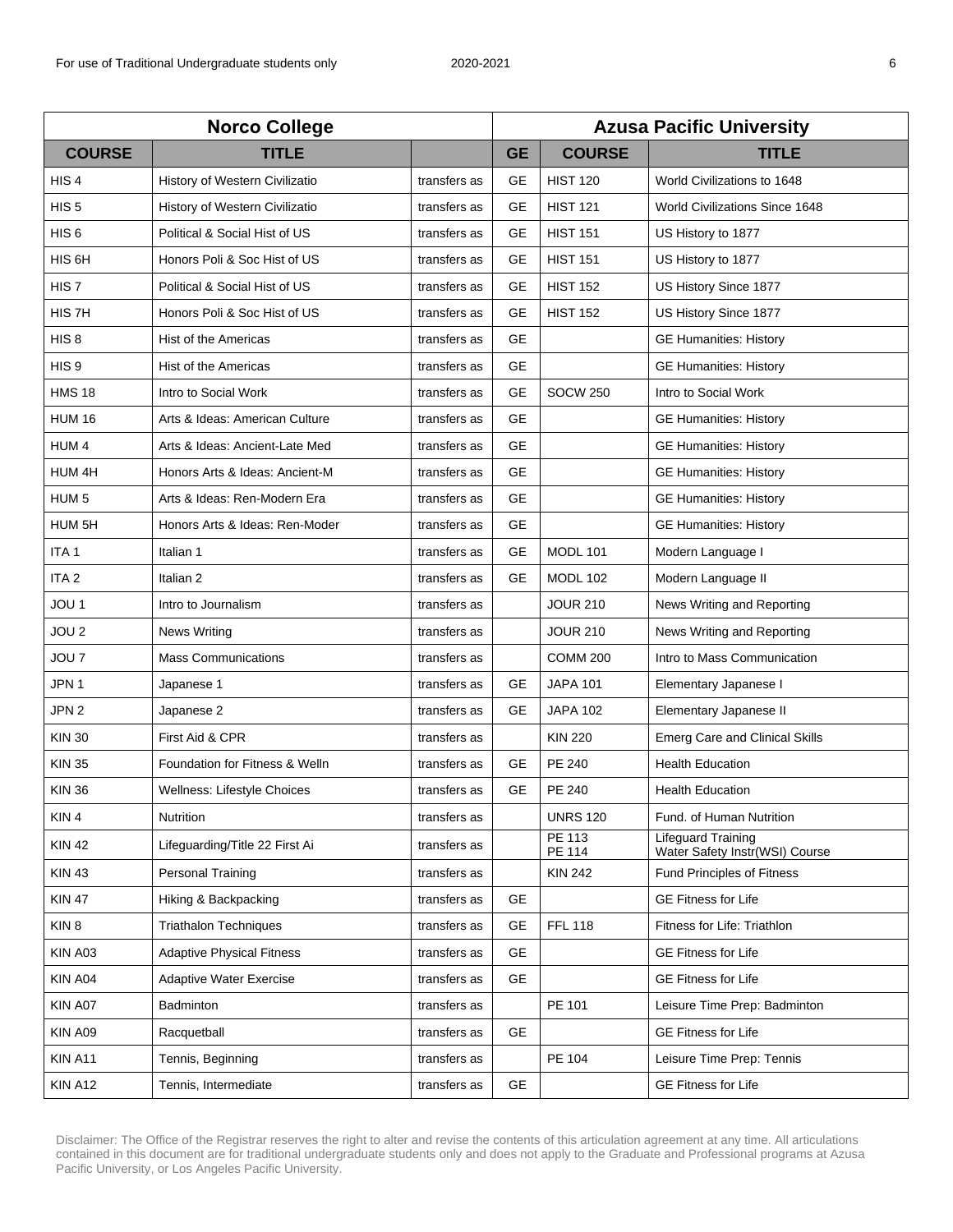| Norco College | | | Azusa Pacific University | | |
|---|---|---|---|---|---|
| **COURSE** | **TITLE** | | **GE** | **COURSE** | **TITLE** |
| HIS 4 | History of Western Civilizatio | transfers as | GE | HIST 120 | World Civilizations to 1648 |
| HIS 5 | History of Western Civilizatio | transfers as | GE | HIST 121 | World Civilizations Since 1648 |
| HIS 6 | Political & Social Hist of US | transfers as | GE | HIST 151 | US History to 1877 |
| HIS 6H | Honors Poli & Soc Hist of US | transfers as | GE | HIST 151 | US History to 1877 |
| HIS 7 | Political & Social Hist of US | transfers as | GE | HIST 152 | US History Since 1877 |
| HIS 7H | Honors Poli & Soc Hist of US | transfers as | GE | HIST 152 | US History Since 1877 |
| HIS 8 | Hist of the Americas | transfers as | GE | | GE Humanities: History |
| HIS 9 | Hist of the Americas | transfers as | GE | | GE Humanities: History |
| HMS 18 | Intro to Social Work | transfers as | GE | SOCW 250 | Intro to Social Work |
| HUM 16 | Arts & Ideas: American Culture | transfers as | GE | | GE Humanities: History |
| HUM 4 | Arts & Ideas: Ancient-Late Med | transfers as | GE | | GE Humanities: History |
| HUM 4H | Honors Arts & Ideas: Ancient-M | transfers as | GE | | GE Humanities: History |
| HUM 5 | Arts & Ideas: Ren-Modern Era | transfers as | GE | | GE Humanities: History |
| HUM 5H | Honors Arts & Ideas: Ren-Moder | transfers as | GE | | GE Humanities: History |
| ITA 1 | Italian 1 | transfers as | GE | MODL 101 | Modern Language I |
| ITA 2 | Italian 2 | transfers as | GE | MODL 102 | Modern Language II |
| JOU 1 | Intro to Journalism | transfers as | | JOUR 210 | News Writing and Reporting |
| JOU 2 | News Writing | transfers as | | JOUR 210 | News Writing and Reporting |
| JOU 7 | Mass Communications | transfers as | | COMM 200 | Intro to Mass Communication |
| JPN 1 | Japanese 1 | transfers as | GE | JAPA 101 | Elementary Japanese I |
| JPN 2 | Japanese 2 | transfers as | GE | JAPA 102 | Elementary Japanese II |
| KIN 30 | First Aid & CPR | transfers as | | KIN 220 | Emerg Care and Clinical Skills |
| KIN 35 | Foundation for Fitness & Welln | transfers as | GE | PE 240 | Health Education |
| KIN 36 | Wellness: Lifestyle Choices | transfers as | GE | PE 240 | Health Education |
| KIN 4 | Nutrition | transfers as | | UNRS 120 | Fund. of Human Nutrition |
| KIN 42 | Lifeguarding/Title 22 First Ai | transfers as | | PE 113<br>PE 114 | Lifeguard Training<br>Water Safety Instr(WSI) Course |
| KIN 43 | Personal Training | transfers as | | KIN 242 | Fund Principles of Fitness |
| KIN 47 | Hiking & Backpacking | transfers as | GE | | GE Fitness for Life |
| KIN 8 | Triathalon Techniques | transfers as | GE | FFL 118 | Fitness for Life: Triathlon |
| KIN A03 | Adaptive Physical Fitness | transfers as | GE | | GE Fitness for Life |
| KIN A04 | Adaptive Water Exercise | transfers as | GE | | GE Fitness for Life |
| KIN A07 | Badminton | transfers as | | PE 101 | Leisure Time Prep: Badminton |
| KIN A09 | Racquetball | transfers as | GE | | GE Fitness for Life |
| KIN A11 | Tennis, Beginning | transfers as | | PE 104 | Leisure Time Prep: Tennis |
| KIN A12 | Tennis, Intermediate | transfers as | GE | | GE Fitness for Life |

Disclaimer: The Office of the Registrar reserves the right to alter and revise the contents of this articulation agreement at any time. All articulations contained in this document are for traditional undergraduate students only and does not apply to the Graduate and Professional programs at Azusa Pacific University, or Los Angeles Pacific University.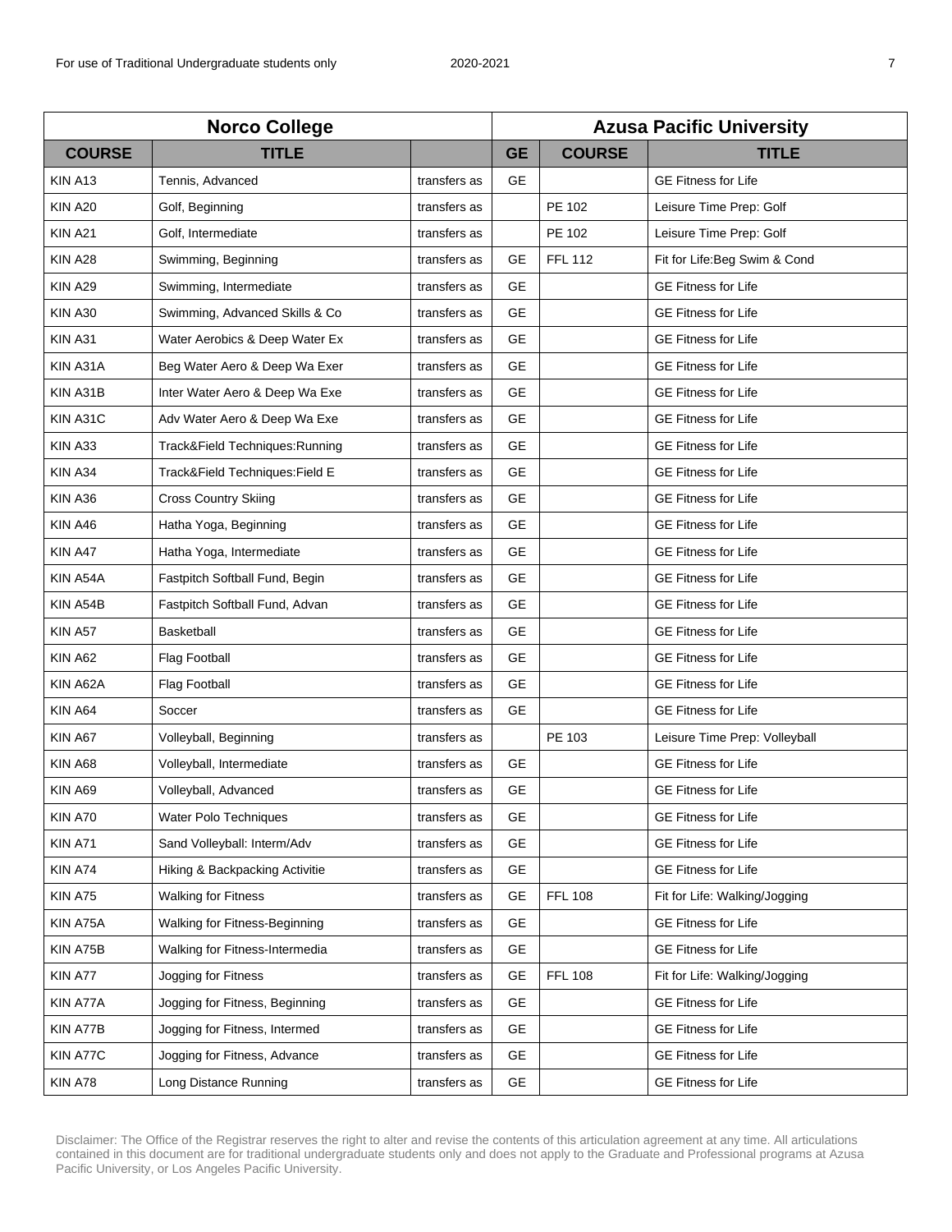| Norco College | | | Azusa Pacific University | | |
|---|---|---|---|---|---|
| **COURSE** | **TITLE** | | **GE** | **COURSE** | **TITLE** |
| KIN A13 | Tennis, Advanced | transfers as | GE | | GE Fitness for Life |
| KIN A20 | Golf, Beginning | transfers as | | PE 102 | Leisure Time Prep: Golf |
| KIN A21 | Golf, Intermediate | transfers as | | PE 102 | Leisure Time Prep: Golf |
| KIN A28 | Swimming, Beginning | transfers as | GE | FFL 112 | Fit for Life:Beg Swim & Cond |
| KIN A29 | Swimming, Intermediate | transfers as | GE | | GE Fitness for Life |
| KIN A30 | Swimming, Advanced Skills & Co | transfers as | GE | | GE Fitness for Life |
| KIN A31 | Water Aerobics & Deep Water Ex | transfers as | GE | | GE Fitness for Life |
| KIN A31A | Beg Water Aero & Deep Wa Exer | transfers as | GE | | GE Fitness for Life |
| KIN A31B | Inter Water Aero & Deep Wa Exe | transfers as | GE | | GE Fitness for Life |
| KIN A31C | Adv Water Aero & Deep Wa Exe | transfers as | GE | | GE Fitness for Life |
| KIN A33 | Track&Field Techniques:Running | transfers as | GE | | GE Fitness for Life |
| KIN A34 | Track&Field Techniques:Field E | transfers as | GE | | GE Fitness for Life |
| KIN A36 | Cross Country Skiing | transfers as | GE | | GE Fitness for Life |
| KIN A46 | Hatha Yoga, Beginning | transfers as | GE | | GE Fitness for Life |
| KIN A47 | Hatha Yoga, Intermediate | transfers as | GE | | GE Fitness for Life |
| KIN A54A | Fastpitch Softball Fund, Begin | transfers as | GE | | GE Fitness for Life |
| KIN A54B | Fastpitch Softball Fund, Advan | transfers as | GE | | GE Fitness for Life |
| KIN A57 | Basketball | transfers as | GE | | GE Fitness for Life |
| KIN A62 | Flag Football | transfers as | GE | | GE Fitness for Life |
| KIN A62A | Flag Football | transfers as | GE | | GE Fitness for Life |
| KIN A64 | Soccer | transfers as | GE | | GE Fitness for Life |
| KIN A67 | Volleyball, Beginning | transfers as | | PE 103 | Leisure Time Prep: Volleyball |
| KIN A68 | Volleyball, Intermediate | transfers as | GE | | GE Fitness for Life |
| KIN A69 | Volleyball, Advanced | transfers as | GE | | GE Fitness for Life |
| KIN A70 | Water Polo Techniques | transfers as | GE | | GE Fitness for Life |
| KIN A71 | Sand Volleyball: Interm/Adv | transfers as | GE | | GE Fitness for Life |
| KIN A74 | Hiking & Backpacking Activitie | transfers as | GE | | GE Fitness for Life |
| KIN A75 | Walking for Fitness | transfers as | GE | FFL 108 | Fit for Life: Walking/Jogging |
| KIN A75A | Walking for Fitness-Beginning | transfers as | GE | | GE Fitness for Life |
| KIN A75B | Walking for Fitness-Intermedia | transfers as | GE | | GE Fitness for Life |
| KIN A77 | Jogging for Fitness | transfers as | GE | FFL 108 | Fit for Life: Walking/Jogging |
| KIN A77A | Jogging for Fitness, Beginning | transfers as | GE | | GE Fitness for Life |
| KIN A77B | Jogging for Fitness, Intermed | transfers as | GE | | GE Fitness for Life |
| KIN A77C | Jogging for Fitness, Advance | transfers as | GE | | GE Fitness for Life |
| KIN A78 | Long Distance Running | transfers as | GE | | GE Fitness for Life |

Disclaimer: The Office of the Registrar reserves the right to alter and revise the contents of this articulation agreement at any time. All articulations contained in this document are for traditional undergraduate students only and does not apply to the Graduate and Professional programs at Azusa Pacific University, or Los Angeles Pacific University.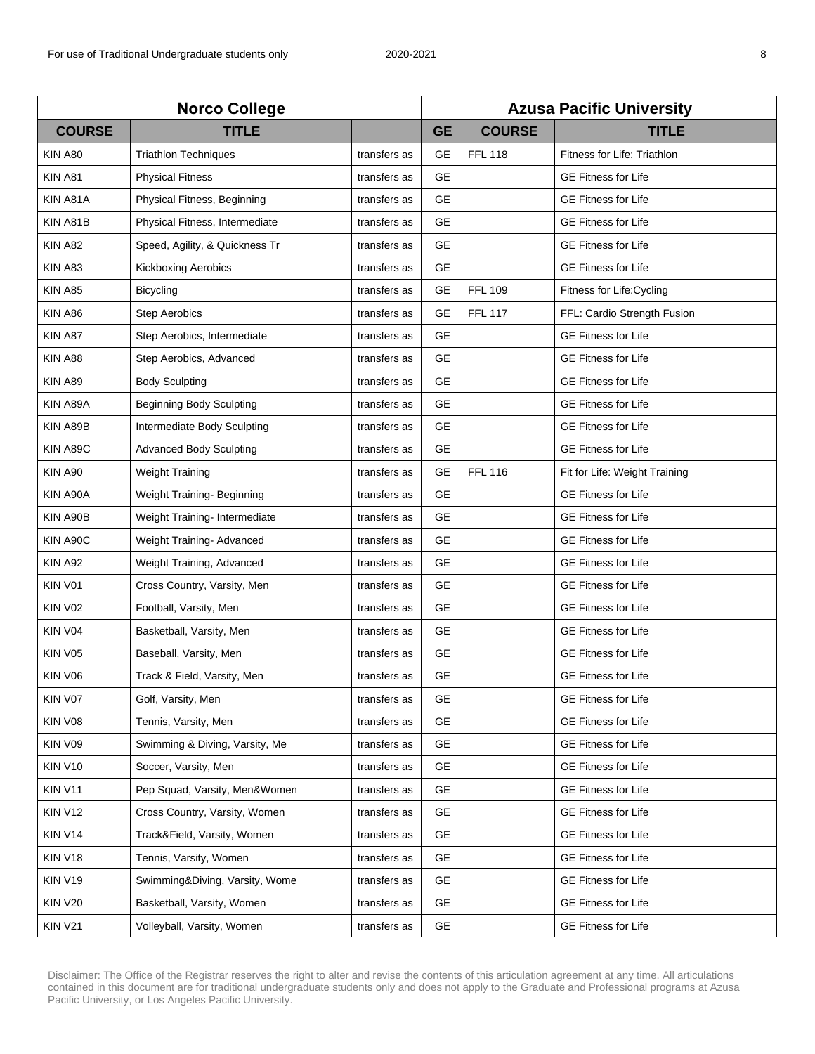| Norco College | | | Azusa Pacific University | | |
|---|---|---|---|---|---|
| **COURSE** | **TITLE** | | **GE** | **COURSE** | **TITLE** |
| KIN A80 | Triathlon Techniques | transfers as | GE | FFL 118 | Fitness for Life: Triathlon |
| KIN A81 | Physical Fitness | transfers as | GE | | GE Fitness for Life |
| KIN A81A | Physical Fitness, Beginning | transfers as | GE | | GE Fitness for Life |
| KIN A81B | Physical Fitness, Intermediate | transfers as | GE | | GE Fitness for Life |
| KIN A82 | Speed, Agility, & Quickness Tr | transfers as | GE | | GE Fitness for Life |
| KIN A83 | Kickboxing Aerobics | transfers as | GE | | GE Fitness for Life |
| KIN A85 | Bicycling | transfers as | GE | FFL 109 | Fitness for Life:Cycling |
| KIN A86 | Step Aerobics | transfers as | GE | FFL 117 | FFL: Cardio Strength Fusion |
| KIN A87 | Step Aerobics, Intermediate | transfers as | GE | | GE Fitness for Life |
| KIN A88 | Step Aerobics, Advanced | transfers as | GE | | GE Fitness for Life |
| KIN A89 | Body Sculpting | transfers as | GE | | GE Fitness for Life |
| KIN A89A | Beginning Body Sculpting | transfers as | GE | | GE Fitness for Life |
| KIN A89B | Intermediate Body Sculpting | transfers as | GE | | GE Fitness for Life |
| KIN A89C | Advanced Body Sculpting | transfers as | GE | | GE Fitness for Life |
| KIN A90 | Weight Training | transfers as | GE | FFL 116 | Fit for Life: Weight Training |
| KIN A90A | Weight Training- Beginning | transfers as | GE | | GE Fitness for Life |
| KIN A90B | Weight Training- Intermediate | transfers as | GE | | GE Fitness for Life |
| KIN A90C | Weight Training- Advanced | transfers as | GE | | GE Fitness for Life |
| KIN A92 | Weight Training, Advanced | transfers as | GE | | GE Fitness for Life |
| KIN V01 | Cross Country, Varsity, Men | transfers as | GE | | GE Fitness for Life |
| KIN V02 | Football, Varsity, Men | transfers as | GE | | GE Fitness for Life |
| KIN V04 | Basketball, Varsity, Men | transfers as | GE | | GE Fitness for Life |
| KIN V05 | Baseball, Varsity, Men | transfers as | GE | | GE Fitness for Life |
| KIN V06 | Track & Field, Varsity, Men | transfers as | GE | | GE Fitness for Life |
| KIN V07 | Golf, Varsity, Men | transfers as | GE | | GE Fitness for Life |
| KIN V08 | Tennis, Varsity, Men | transfers as | GE | | GE Fitness for Life |
| KIN V09 | Swimming & Diving, Varsity, Me | transfers as | GE | | GE Fitness for Life |
| KIN V10 | Soccer, Varsity, Men | transfers as | GE | | GE Fitness for Life |
| KIN V11 | Pep Squad, Varsity, Men&Women | transfers as | GE | | GE Fitness for Life |
| KIN V12 | Cross Country, Varsity, Women | transfers as | GE | | GE Fitness for Life |
| KIN V14 | Track&Field, Varsity, Women | transfers as | GE | | GE Fitness for Life |
| KIN V18 | Tennis, Varsity, Women | transfers as | GE | | GE Fitness for Life |
| KIN V19 | Swimming&Diving, Varsity, Wome | transfers as | GE | | GE Fitness for Life |
| KIN V20 | Basketball, Varsity, Women | transfers as | GE | | GE Fitness for Life |
| KIN V21 | Volleyball, Varsity, Women | transfers as | GE | | GE Fitness for Life |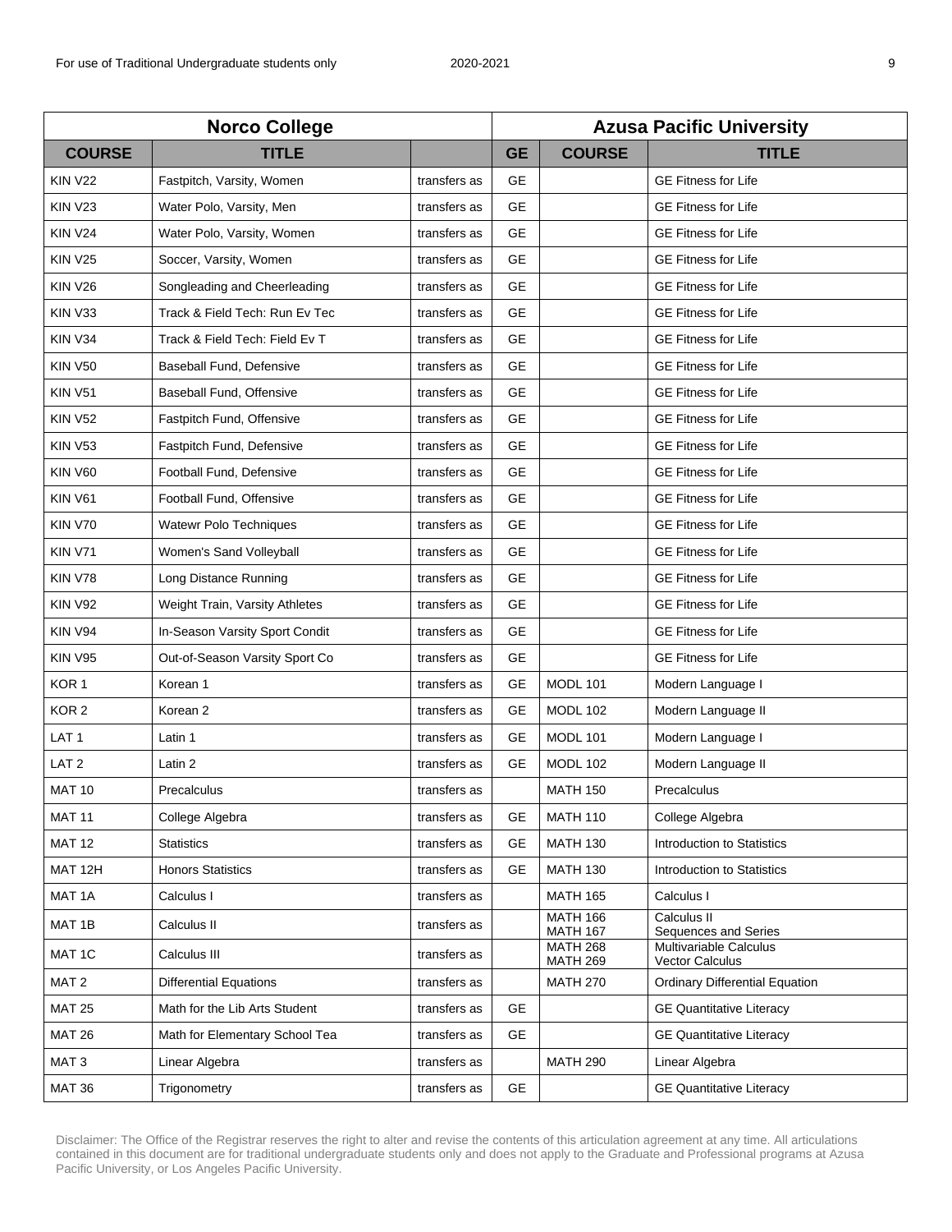| Norco College | | | Azusa Pacific University | | |
|---|---|---|---|---|---|
| **COURSE** | **TITLE** | | **GE** | **COURSE** | **TITLE** |
| KIN V22 | Fastpitch, Varsity, Women | transfers as | GE | | GE Fitness for Life |
| KIN V23 | Water Polo, Varsity, Men | transfers as | GE | | GE Fitness for Life |
| KIN V24 | Water Polo, Varsity, Women | transfers as | GE | | GE Fitness for Life |
| KIN V25 | Soccer, Varsity, Women | transfers as | GE | | GE Fitness for Life |
| KIN V26 | Songleading and Cheerleading | transfers as | GE | | GE Fitness for Life |
| KIN V33 | Track & Field Tech: Run Ev Tec | transfers as | GE | | GE Fitness for Life |
| KIN V34 | Track & Field Tech: Field Ev T | transfers as | GE | | GE Fitness for Life |
| KIN V50 | Baseball Fund, Defensive | transfers as | GE | | GE Fitness for Life |
| KIN V51 | Baseball Fund, Offensive | transfers as | GE | | GE Fitness for Life |
| KIN V52 | Fastpitch Fund, Offensive | transfers as | GE | | GE Fitness for Life |
| KIN V53 | Fastpitch Fund, Defensive | transfers as | GE | | GE Fitness for Life |
| KIN V60 | Football Fund, Defensive | transfers as | GE | | GE Fitness for Life |
| KIN V61 | Football Fund, Offensive | transfers as | GE | | GE Fitness for Life |
| KIN V70 | Watewr Polo Techniques | transfers as | GE | | GE Fitness for Life |
| KIN V71 | Women's Sand Volleyball | transfers as | GE | | GE Fitness for Life |
| KIN V78 | Long Distance Running | transfers as | GE | | GE Fitness for Life |
| KIN V92 | Weight Train, Varsity Athletes | transfers as | GE | | GE Fitness for Life |
| KIN V94 | In-Season Varsity Sport Condit | transfers as | GE | | GE Fitness for Life |
| KIN V95 | Out-of-Season Varsity Sport Co | transfers as | GE | | GE Fitness for Life |
| KOR 1 | Korean 1 | transfers as | GE | MODL 101 | Modern Language I |
| KOR 2 | Korean 2 | transfers as | GE | MODL 102 | Modern Language II |
| LAT 1 | Latin 1 | transfers as | GE | MODL 101 | Modern Language I |
| LAT 2 | Latin 2 | transfers as | GE | MODL 102 | Modern Language II |
| MAT 10 | Precalculus | transfers as | | MATH 150 | Precalculus |
| MAT 11 | College Algebra | transfers as | GE | MATH 110 | College Algebra |
| MAT 12 | Statistics | transfers as | GE | MATH 130 | Introduction to Statistics |
| MAT 12H | Honors Statistics | transfers as | GE | MATH 130 | Introduction to Statistics |
| MAT 1A | Calculus I | transfers as | | MATH 165 | Calculus I |
| MAT 1B | Calculus II | transfers as | | MATH 166<br>MATH 167 | Calculus II<br>Sequences and Series |
| MAT 1C | Calculus III | transfers as | | MATH 268<br>MATH 269 | Multivariable Calculus<br>Vector Calculus |
| MAT 2 | Differential Equations | transfers as | | MATH 270 | Ordinary Differential Equation |
| MAT 25 | Math for the Lib Arts Student | transfers as | GE | | GE Quantitative Literacy |
| MAT 26 | Math for Elementary School Tea | transfers as | GE | | GE Quantitative Literacy |
| MAT 3 | Linear Algebra | transfers as | | MATH 290 | Linear Algebra |
| MAT 36 | Trigonometry | transfers as | GE | | GE Quantitative Literacy |

Disclaimer: The Office of the Registrar reserves the right to alter and revise the contents of this articulation agreement at any time. All articulations contained in this document are for traditional undergraduate students only and does not apply to the Graduate and Professional programs at Azusa Pacific University, or Los Angeles Pacific University.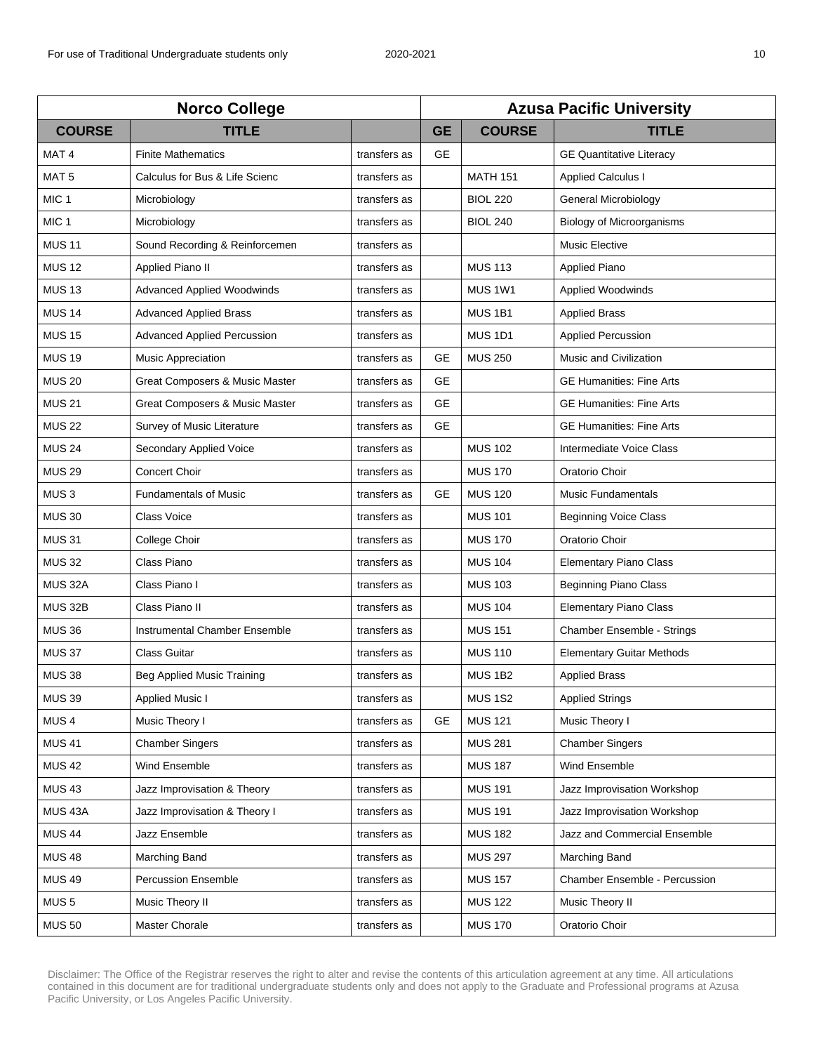| Norco College | | | Azusa Pacific University | | |
|---|---|---|---|---|---|
| **COURSE** | **TITLE** | | **GE** | **COURSE** | **TITLE** |
| MAT 4 | Finite Mathematics | transfers as | GE | | GE Quantitative Literacy |
| MAT 5 | Calculus for Bus & Life Scienc | transfers as | | MATH 151 | Applied Calculus I |
| MIC 1 | Microbiology | transfers as | | BIOL 220 | General Microbiology |
| MIC 1 | Microbiology | transfers as | | BIOL 240 | Biology of Microorganisms |
| MUS 11 | Sound Recording & Reinforcemen | transfers as | | | Music Elective |
| MUS 12 | Applied Piano II | transfers as | | MUS 113 | Applied Piano |
| MUS 13 | Advanced Applied Woodwinds | transfers as | | MUS 1W1 | Applied Woodwinds |
| MUS 14 | Advanced Applied Brass | transfers as | | MUS 1B1 | Applied Brass |
| MUS 15 | Advanced Applied Percussion | transfers as | | MUS 1D1 | Applied Percussion |
| MUS 19 | Music Appreciation | transfers as | GE | MUS 250 | Music and Civilization |
| MUS 20 | Great Composers & Music Master | transfers as | GE | | GE Humanities: Fine Arts |
| MUS 21 | Great Composers & Music Master | transfers as | GE | | GE Humanities: Fine Arts |
| MUS 22 | Survey of Music Literature | transfers as | GE | | GE Humanities: Fine Arts |
| MUS 24 | Secondary Applied Voice | transfers as | | MUS 102 | Intermediate Voice Class |
| MUS 29 | Concert Choir | transfers as | | MUS 170 | Oratorio Choir |
| MUS 3 | Fundamentals of Music | transfers as | GE | MUS 120 | Music Fundamentals |
| MUS 30 | Class Voice | transfers as | | MUS 101 | Beginning Voice Class |
| MUS 31 | College Choir | transfers as | | MUS 170 | Oratorio Choir |
| MUS 32 | Class Piano | transfers as | | MUS 104 | Elementary Piano Class |
| MUS 32A | Class Piano I | transfers as | | MUS 103 | Beginning Piano Class |
| MUS 32B | Class Piano II | transfers as | | MUS 104 | Elementary Piano Class |
| MUS 36 | Instrumental Chamber Ensemble | transfers as | | MUS 151 | Chamber Ensemble - Strings |
| MUS 37 | Class Guitar | transfers as | | MUS 110 | Elementary Guitar Methods |
| MUS 38 | Beg Applied Music Training | transfers as | | MUS 1B2 | Applied Brass |
| MUS 39 | Applied Music I | transfers as | | MUS 1S2 | Applied Strings |
| MUS 4 | Music Theory I | transfers as | GE | MUS 121 | Music Theory I |
| MUS 41 | Chamber Singers | transfers as | | MUS 281 | Chamber Singers |
| MUS 42 | Wind Ensemble | transfers as | | MUS 187 | Wind Ensemble |
| MUS 43 | Jazz Improvisation & Theory | transfers as | | MUS 191 | Jazz Improvisation Workshop |
| MUS 43A | Jazz Improvisation & Theory I | transfers as | | MUS 191 | Jazz Improvisation Workshop |
| MUS 44 | Jazz Ensemble | transfers as | | MUS 182 | Jazz and Commercial Ensemble |
| MUS 48 | Marching Band | transfers as | | MUS 297 | Marching Band |
| MUS 49 | Percussion Ensemble | transfers as | | MUS 157 | Chamber Ensemble - Percussion |
| MUS 5 | Music Theory II | transfers as | | MUS 122 | Music Theory II |
| MUS 50 | Master Chorale | transfers as | | MUS 170 | Oratorio Choir |

Disclaimer: The Office of the Registrar reserves the right to alter and revise the contents of this articulation agreement at any time. All articulations contained in this document are for traditional undergraduate students only and does not apply to the Graduate and Professional programs at Azusa Pacific University, or Los Angeles Pacific University.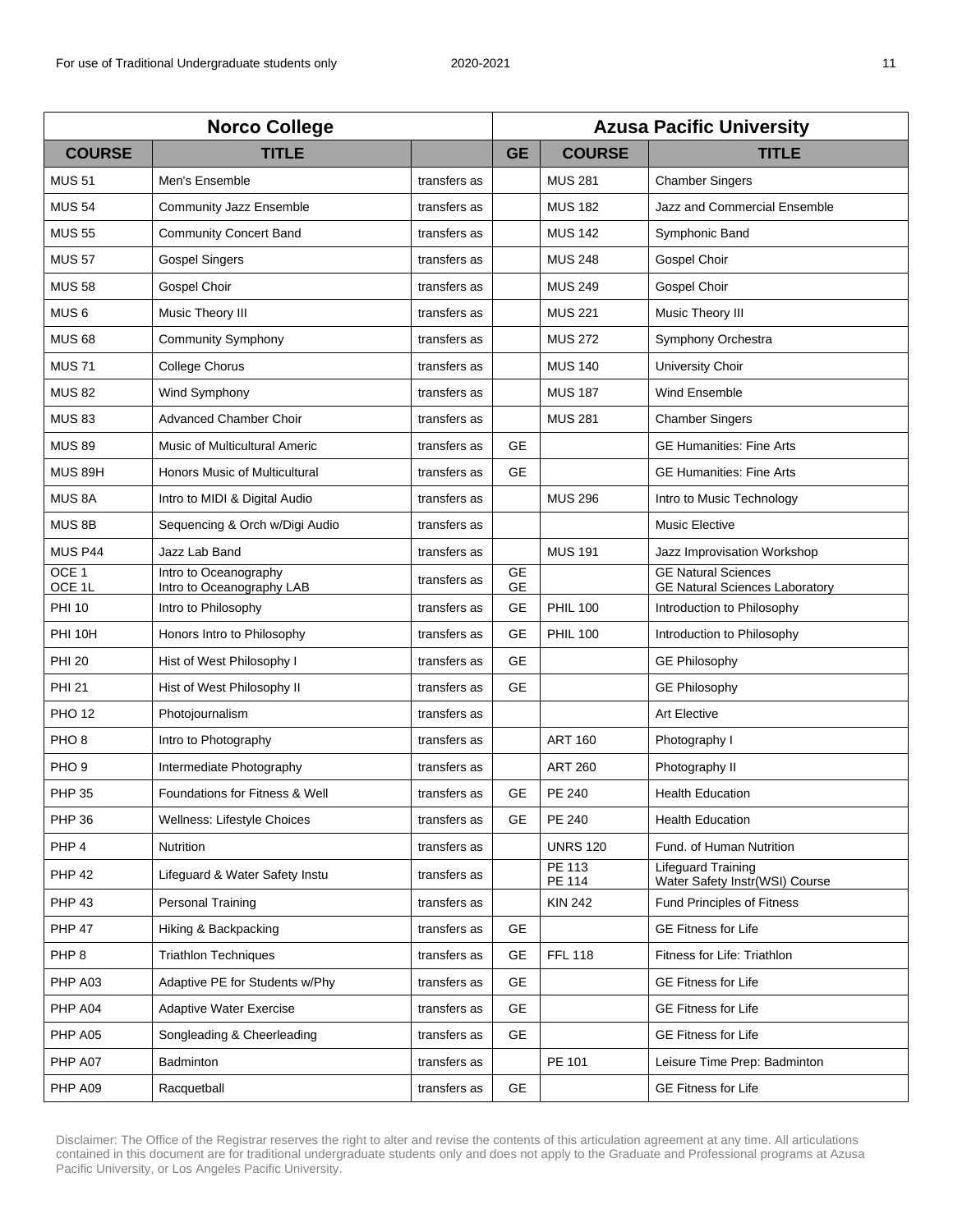| Norco College | | | Azusa Pacific University | | |
|---|---|---|---|---|---|
| **COURSE** | **TITLE** | | **GE** | **COURSE** | **TITLE** |
| MUS 51 | Men's Ensemble | transfers as | | MUS 281 | Chamber Singers |
| MUS 54 | Community Jazz Ensemble | transfers as | | MUS 182 | Jazz and Commercial Ensemble |
| MUS 55 | Community Concert Band | transfers as | | MUS 142 | Symphonic Band |
| MUS 57 | Gospel Singers | transfers as | | MUS 248 | Gospel Choir |
| MUS 58 | Gospel Choir | transfers as | | MUS 249 | Gospel Choir |
| MUS 6 | Music Theory III | transfers as | | MUS 221 | Music Theory III |
| MUS 68 | Community Symphony | transfers as | | MUS 272 | Symphony Orchestra |
| MUS 71 | College Chorus | transfers as | | MUS 140 | University Choir |
| MUS 82 | Wind Symphony | transfers as | | MUS 187 | Wind Ensemble |
| MUS 83 | Advanced Chamber Choir | transfers as | | MUS 281 | Chamber Singers |
| MUS 89 | Music of Multicultural Americ | transfers as | GE | | GE Humanities: Fine Arts |
| MUS 89H | Honors Music of Multicultural | transfers as | GE | | GE Humanities: Fine Arts |
| MUS 8A | Intro to MIDI & Digital Audio | transfers as | | MUS 296 | Intro to Music Technology |
| MUS 8B | Sequencing & Orch w/Digi Audio | transfers as | | | Music Elective |
| MUS P44 | Jazz Lab Band | transfers as | | MUS 191 | Jazz Improvisation Workshop |
| OCE 1<br>OCE 1L | Intro to Oceanography<br>Intro to Oceanography LAB | transfers as | GE<br>GE | | GE Natural Sciences<br>GE Natural Sciences Laboratory |
| PHI 10 | Intro to Philosophy | transfers as | GE | PHIL 100 | Introduction to Philosophy |
| PHI 10H | Honors Intro to Philosophy | transfers as | GE | PHIL 100 | Introduction to Philosophy |
| PHI 20 | Hist of West Philosophy I | transfers as | GE | | GE Philosophy |
| PHI 21 | Hist of West Philosophy II | transfers as | GE | | GE Philosophy |
| PHO 12 | Photojournalism | transfers as | | | Art Elective |
| PHO 8 | Intro to Photography | transfers as | | ART 160 | Photography I |
| PHO 9 | Intermediate Photography | transfers as | | ART 260 | Photography II |
| PHP 35 | Foundations for Fitness & Well | transfers as | GE | PE 240 | Health Education |
| PHP 36 | Wellness: Lifestyle Choices | transfers as | GE | PE 240 | Health Education |
| PHP 4 | Nutrition | transfers as | | UNRS 120 | Fund. of Human Nutrition |
| PHP 42 | Lifeguard & Water Safety Instu | transfers as | | PE 113<br>PE 114 | Lifeguard Training<br>Water Safety Instr(WSI) Course |
| PHP 43 | Personal Training | transfers as | | KIN 242 | Fund Principles of Fitness |
| PHP 47 | Hiking & Backpacking | transfers as | GE | | GE Fitness for Life |
| PHP 8 | Triathlon Techniques | transfers as | GE | FFL 118 | Fitness for Life: Triathlon |
| PHP A03 | Adaptive PE for Students w/Phy | transfers as | GE | | GE Fitness for Life |
| PHP A04 | Adaptive Water Exercise | transfers as | GE | | GE Fitness for Life |
| PHP A05 | Songleading & Cheerleading | transfers as | GE | | GE Fitness for Life |
| PHP A07 | Badminton | transfers as | | PE 101 | Leisure Time Prep: Badminton |
| PHP A09 | Racquetball | transfers as | GE | | GE Fitness for Life |

Disclaimer: The Office of the Registrar reserves the right to alter and revise the contents of this articulation agreement at any time. All articulations contained in this document are for traditional undergraduate students only and does not apply to the Graduate and Professional programs at Azusa Pacific University, or Los Angeles Pacific University.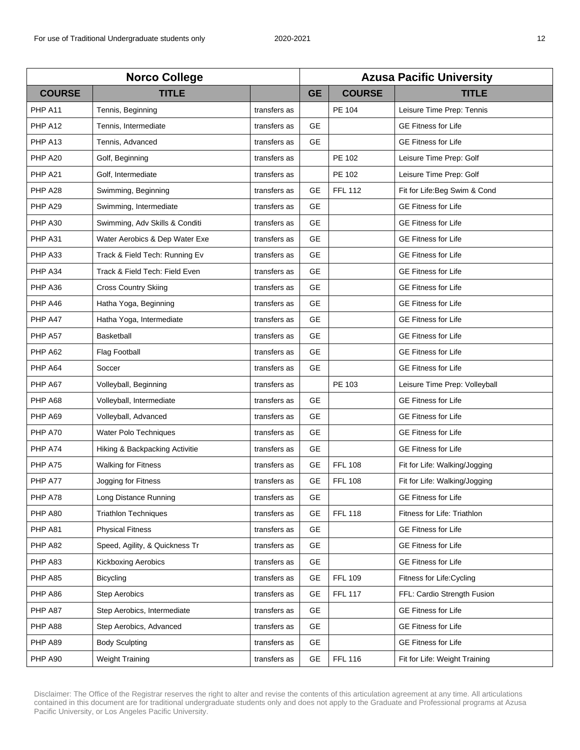| Norco College | | | Azusa Pacific University | | |
|---|---|---|---|---|---|
| **COURSE** | **TITLE** | | **GE** | **COURSE** | **TITLE** |
| PHP A11 | Tennis, Beginning | transfers as | | PE 104 | Leisure Time Prep: Tennis |
| PHP A12 | Tennis, Intermediate | transfers as | GE | | GE Fitness for Life |
| PHP A13 | Tennis, Advanced | transfers as | GE | | GE Fitness for Life |
| PHP A20 | Golf, Beginning | transfers as | | PE 102 | Leisure Time Prep: Golf |
| PHP A21 | Golf, Intermediate | transfers as | | PE 102 | Leisure Time Prep: Golf |
| PHP A28 | Swimming, Beginning | transfers as | GE | FFL 112 | Fit for Life:Beg Swim & Cond |
| PHP A29 | Swimming, Intermediate | transfers as | GE | | GE Fitness for Life |
| PHP A30 | Swimming, Adv Skills & Conditi | transfers as | GE | | GE Fitness for Life |
| PHP A31 | Water Aerobics & Dep Water Exe | transfers as | GE | | GE Fitness for Life |
| PHP A33 | Track & Field Tech: Running Ev | transfers as | GE | | GE Fitness for Life |
| PHP A34 | Track & Field Tech: Field Even | transfers as | GE | | GE Fitness for Life |
| PHP A36 | Cross Country Skiing | transfers as | GE | | GE Fitness for Life |
| PHP A46 | Hatha Yoga, Beginning | transfers as | GE | | GE Fitness for Life |
| PHP A47 | Hatha Yoga, Intermediate | transfers as | GE | | GE Fitness for Life |
| PHP A57 | Basketball | transfers as | GE | | GE Fitness for Life |
| PHP A62 | Flag Football | transfers as | GE | | GE Fitness for Life |
| PHP A64 | Soccer | transfers as | GE | | GE Fitness for Life |
| PHP A67 | Volleyball, Beginning | transfers as | | PE 103 | Leisure Time Prep: Volleyball |
| PHP A68 | Volleyball, Intermediate | transfers as | GE | | GE Fitness for Life |
| PHP A69 | Volleyball, Advanced | transfers as | GE | | GE Fitness for Life |
| PHP A70 | Water Polo Techniques | transfers as | GE | | GE Fitness for Life |
| PHP A74 | Hiking & Backpacking Activitie | transfers as | GE | | GE Fitness for Life |
| PHP A75 | Walking for Fitness | transfers as | GE | FFL 108 | Fit for Life: Walking/Jogging |
| PHP A77 | Jogging for Fitness | transfers as | GE | FFL 108 | Fit for Life: Walking/Jogging |
| PHP A78 | Long Distance Running | transfers as | GE | | GE Fitness for Life |
| PHP A80 | Triathlon Techniques | transfers as | GE | FFL 118 | Fitness for Life: Triathlon |
| PHP A81 | Physical Fitness | transfers as | GE | | GE Fitness for Life |
| PHP A82 | Speed, Agility, & Quickness Tr | transfers as | GE | | GE Fitness for Life |
| PHP A83 | Kickboxing Aerobics | transfers as | GE | | GE Fitness for Life |
| PHP A85 | Bicycling | transfers as | GE | FFL 109 | Fitness for Life:Cycling |
| PHP A86 | Step Aerobics | transfers as | GE | FFL 117 | FFL: Cardio Strength Fusion |
| PHP A87 | Step Aerobics, Intermediate | transfers as | GE | | GE Fitness for Life |
| PHP A88 | Step Aerobics, Advanced | transfers as | GE | | GE Fitness for Life |
| PHP A89 | Body Sculpting | transfers as | GE | | GE Fitness for Life |
| PHP A90 | Weight Training | transfers as | GE | FFL 116 | Fit for Life: Weight Training |

Disclaimer: The Office of the Registrar reserves the right to alter and revise the contents of this articulation agreement at any time. All articulations contained in this document are for traditional undergraduate students only and does not apply to the Graduate and Professional programs at Azusa Pacific University, or Los Angeles Pacific University.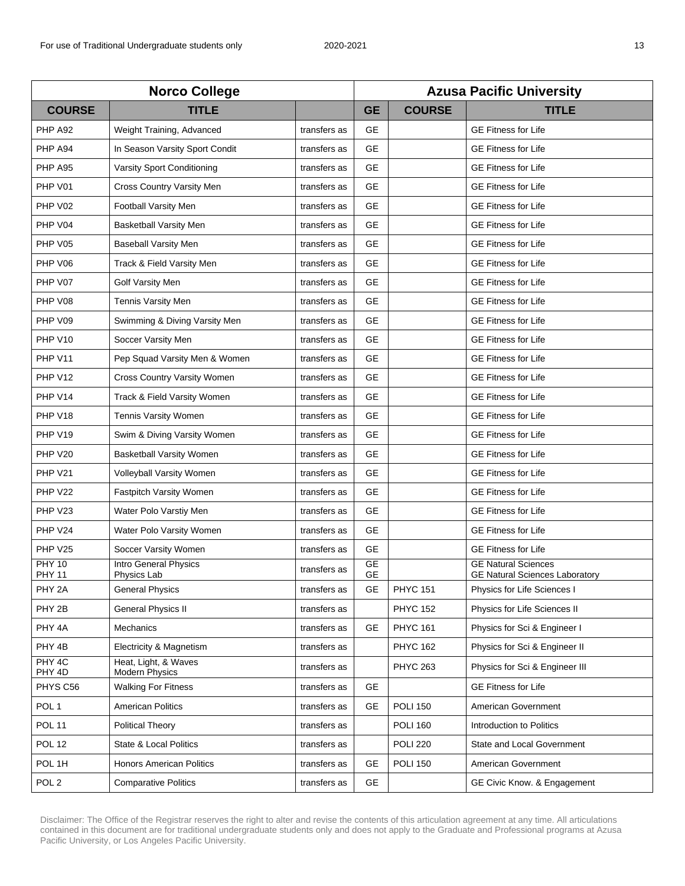| Norco College | | | Azusa Pacific University | | |
|---|---|---|---|---|---|
| **COURSE** | **TITLE** | | **GE** | **COURSE** | **TITLE** |
| PHP A92 | Weight Training, Advanced | transfers as | GE | | GE Fitness for Life |
| PHP A94 | In Season Varsity Sport Condit | transfers as | GE | | GE Fitness for Life |
| PHP A95 | Varsity Sport Conditioning | transfers as | GE | | GE Fitness for Life |
| PHP V01 | Cross Country Varsity Men | transfers as | GE | | GE Fitness for Life |
| PHP V02 | Football Varsity Men | transfers as | GE | | GE Fitness for Life |
| PHP V04 | Basketball Varsity Men | transfers as | GE | | GE Fitness for Life |
| PHP V05 | Baseball Varsity Men | transfers as | GE | | GE Fitness for Life |
| PHP V06 | Track & Field Varsity Men | transfers as | GE | | GE Fitness for Life |
| PHP V07 | Golf Varsity Men | transfers as | GE | | GE Fitness for Life |
| PHP V08 | Tennis Varsity Men | transfers as | GE | | GE Fitness for Life |
| PHP V09 | Swimming & Diving Varsity Men | transfers as | GE | | GE Fitness for Life |
| PHP V10 | Soccer Varsity Men | transfers as | GE | | GE Fitness for Life |
| PHP V11 | Pep Squad Varsity Men & Women | transfers as | GE | | GE Fitness for Life |
| PHP V12 | Cross Country Varsity Women | transfers as | GE | | GE Fitness for Life |
| PHP V14 | Track & Field Varsity Women | transfers as | GE | | GE Fitness for Life |
| PHP V18 | Tennis Varsity Women | transfers as | GE | | GE Fitness for Life |
| PHP V19 | Swim & Diving Varsity Women | transfers as | GE | | GE Fitness for Life |
| PHP V20 | Basketball Varsity Women | transfers as | GE | | GE Fitness for Life |
| PHP V21 | Volleyball Varsity Women | transfers as | GE | | GE Fitness for Life |
| PHP V22 | Fastpitch Varsity Women | transfers as | GE | | GE Fitness for Life |
| PHP V23 | Water Polo Varstiy Men | transfers as | GE | | GE Fitness for Life |
| PHP V24 | Water Polo Varsity Women | transfers as | GE | | GE Fitness for Life |
| PHP V25 | Soccer Varsity Women | transfers as | GE | | GE Fitness for Life |
| PHY 10<br>PHY 11 | Intro General Physics<br>Physics Lab | transfers as | GE<br>GE | | GE Natural Sciences<br>GE Natural Sciences Laboratory |
| PHY 2A | General Physics | transfers as | GE | PHYC 151 | Physics for Life Sciences I |
| PHY 2B | General Physics II | transfers as | | PHYC 152 | Physics for Life Sciences II |
| PHY 4A | Mechanics | transfers as | GE | PHYC 161 | Physics for Sci & Engineer I |
| PHY 4B | Electricity & Magnetism | transfers as | | PHYC 162 | Physics for Sci & Engineer II |
| PHY 4C<br>PHY 4D | Heat, Light, & Waves<br>Modern Physics | transfers as | | PHYC 263 | Physics for Sci & Engineer III |
| PHYS C56 | Walking For Fitness | transfers as | GE | | GE Fitness for Life |
| POL 1 | American Politics | transfers as | GE | POLI 150 | American Government |
| POL 11 | Political Theory | transfers as | | POLI 160 | Introduction to Politics |
| POL 12 | State & Local Politics | transfers as | | POLI 220 | State and Local Government |
| POL 1H | Honors American Politics | transfers as | GE | POLI 150 | American Government |
| POL 2 | Comparative Politics | transfers as | GE | | GE Civic Know. & Engagement |

Disclaimer: The Office of the Registrar reserves the right to alter and revise the contents of this articulation agreement at any time. All articulations contained in this document are for traditional undergraduate students only and does not apply to the Graduate and Professional programs at Azusa Pacific University, or Los Angeles Pacific University.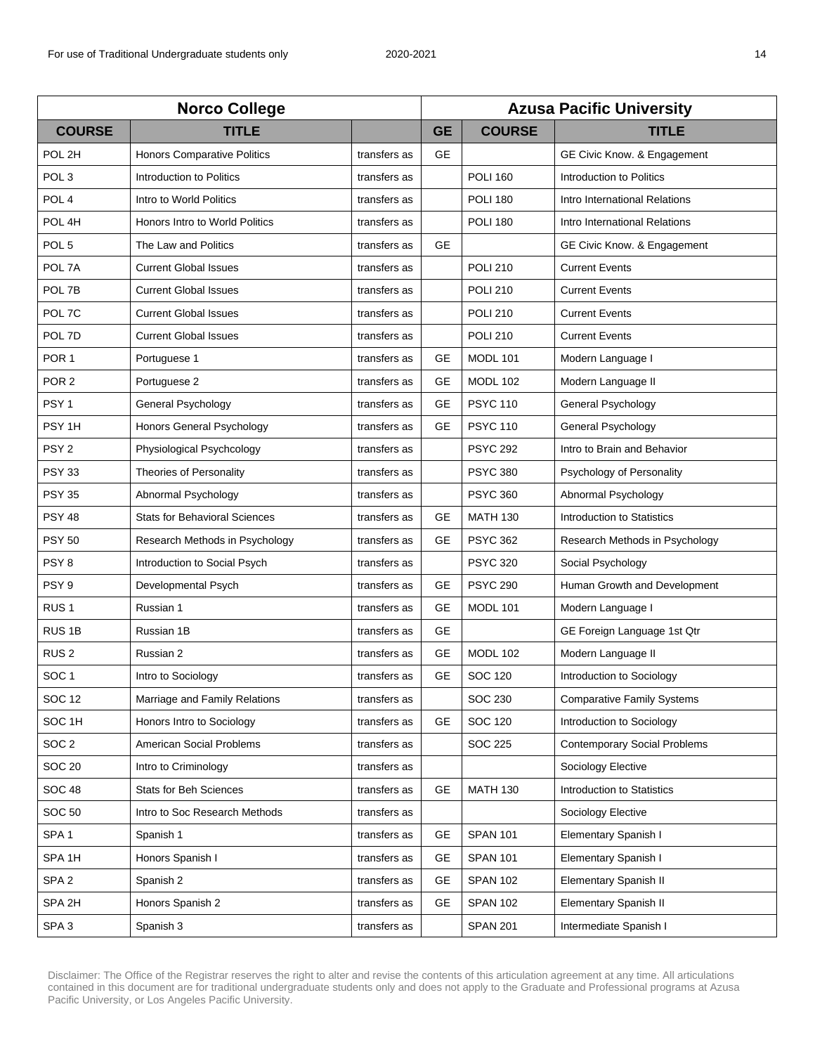| Norco College | | | Azusa Pacific University | | |
|---|---|---|---|---|---|
| **COURSE** | **TITLE** | | **GE** | **COURSE** | **TITLE** |
| POL 2H | Honors Comparative Politics | transfers as | GE | | GE Civic Know. & Engagement |
| POL 3 | Introduction to Politics | transfers as | | POLI 160 | Introduction to Politics |
| POL 4 | Intro to World Politics | transfers as | | POLI 180 | Intro International Relations |
| POL 4H | Honors Intro to World Politics | transfers as | | POLI 180 | Intro International Relations |
| POL 5 | The Law and Politics | transfers as | GE | | GE Civic Know. & Engagement |
| POL 7A | Current Global Issues | transfers as | | POLI 210 | Current Events |
| POL 7B | Current Global Issues | transfers as | | POLI 210 | Current Events |
| POL 7C | Current Global Issues | transfers as | | POLI 210 | Current Events |
| POL 7D | Current Global Issues | transfers as | | POLI 210 | Current Events |
| POR 1 | Portuguese 1 | transfers as | GE | MODL 101 | Modern Language I |
| POR 2 | Portuguese 2 | transfers as | GE | MODL 102 | Modern Language II |
| PSY 1 | General Psychology | transfers as | GE | PSYC 110 | General Psychology |
| PSY 1H | Honors General Psychology | transfers as | GE | PSYC 110 | General Psychology |
| PSY 2 | Physiological Psychcology | transfers as | | PSYC 292 | Intro to Brain and Behavior |
| PSY 33 | Theories of Personality | transfers as | | PSYC 380 | Psychology of Personality |
| PSY 35 | Abnormal Psychology | transfers as | | PSYC 360 | Abnormal Psychology |
| PSY 48 | Stats for Behavioral Sciences | transfers as | GE | MATH 130 | Introduction to Statistics |
| PSY 50 | Research Methods in Psychology | transfers as | GE | PSYC 362 | Research Methods in Psychology |
| PSY 8 | Introduction to Social Psych | transfers as | | PSYC 320 | Social Psychology |
| PSY 9 | Developmental Psych | transfers as | GE | PSYC 290 | Human Growth and Development |
| RUS 1 | Russian 1 | transfers as | GE | MODL 101 | Modern Language I |
| RUS 1B | Russian 1B | transfers as | GE | | GE Foreign Language 1st Qtr |
| RUS 2 | Russian 2 | transfers as | GE | MODL 102 | Modern Language II |
| SOC 1 | Intro to Sociology | transfers as | GE | SOC 120 | Introduction to Sociology |
| SOC 12 | Marriage and Family Relations | transfers as | | SOC 230 | Comparative Family Systems |
| SOC 1H | Honors Intro to Sociology | transfers as | GE | SOC 120 | Introduction to Sociology |
| SOC 2 | American Social Problems | transfers as | | SOC 225 | Contemporary Social Problems |
| SOC 20 | Intro to Criminology | transfers as | | | Sociology Elective |
| SOC 48 | Stats for Beh Sciences | transfers as | GE | MATH 130 | Introduction to Statistics |
| SOC 50 | Intro to Soc Research Methods | transfers as | | | Sociology Elective |
| SPA 1 | Spanish 1 | transfers as | GE | SPAN 101 | Elementary Spanish I |
| SPA 1H | Honors Spanish I | transfers as | GE | SPAN 101 | Elementary Spanish I |
| SPA 2 | Spanish 2 | transfers as | GE | SPAN 102 | Elementary Spanish II |
| SPA 2H | Honors Spanish 2 | transfers as | GE | SPAN 102 | Elementary Spanish II |
| SPA 3 | Spanish 3 | transfers as | | SPAN 201 | Intermediate Spanish I |

Disclaimer: The Office of the Registrar reserves the right to alter and revise the contents of this articulation agreement at any time. All articulations contained in this document are for traditional undergraduate students only and does not apply to the Graduate and Professional programs at Azusa Pacific University, or Los Angeles Pacific University.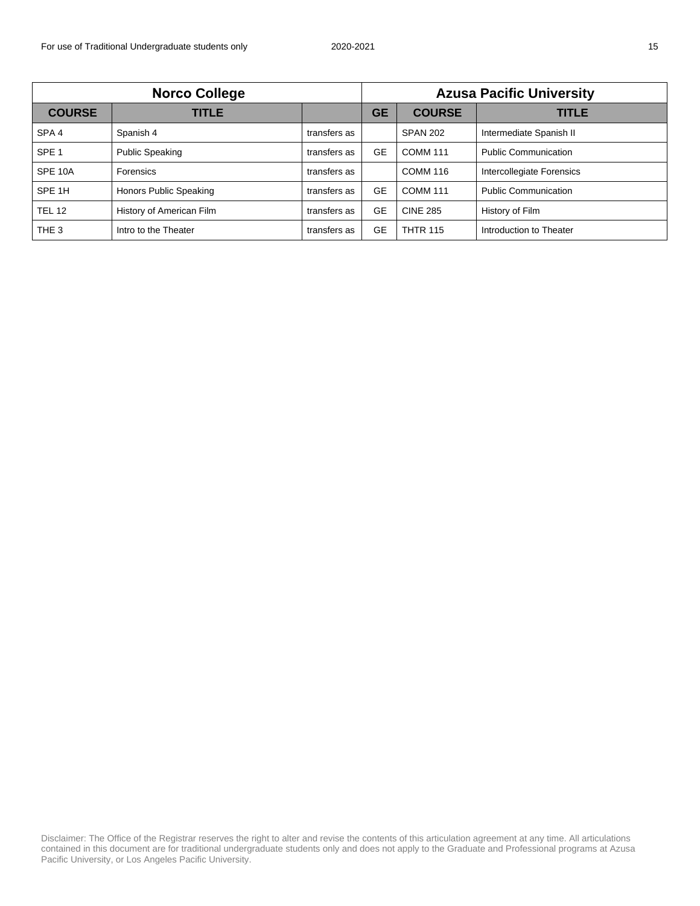| Norco College | | | Azusa Pacific University | | |
|---|---|---|---|---|---|
| **COURSE** | **TITLE** | | **GE** | **COURSE** | **TITLE** |
| SPA 4 | Spanish 4 | transfers as | | SPAN 202 | Intermediate Spanish II |
| SPE 1 | Public Speaking | transfers as | GE | COMM 111 | Public Communication |
| SPE 10A | Forensics | transfers as | | COMM 116 | Intercollegiate Forensics |
| SPE 1H | Honors Public Speaking | transfers as | GE | COMM 111 | Public Communication |
| TEL 12 | History of American Film | transfers as | GE | CINE 285 | History of Film |
| THE 3 | Intro to the Theater | transfers as | GE | THTR 115 | Introduction to Theater |

Disclaimer: The Office of the Registrar reserves the right to alter and revise the contents of this articulation agreement at any time. All articulations contained in this document are for traditional undergraduate students only and does not apply to the Graduate and Professional programs at Azusa Pacific University, or Los Angeles Pacific University.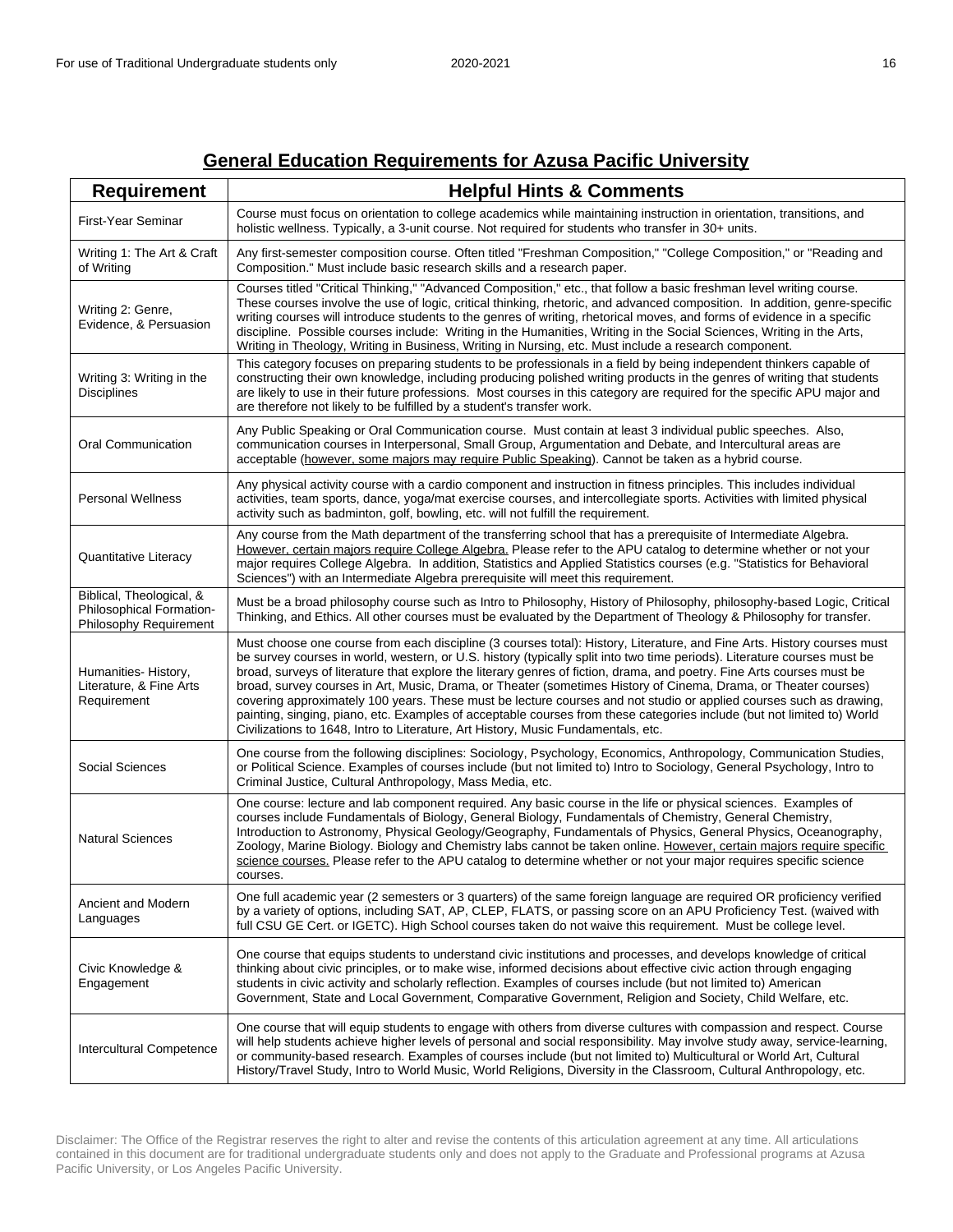## General Education Requirements for Azusa Pacific University

| Requirement | Helpful Hints & Comments |
|---|---|
| First-Year Seminar | Course must focus on orientation to college academics while maintaining instruction in orientation, transitions, and holistic wellness. Typically, a 3-unit course. Not required for students who transfer in 30+ units. |
| Writing 1: The Art & Craft of Writing | Any first-semester composition course. Often titled "Freshman Composition," "College Composition," or "Reading and Composition." Must include basic research skills and a research paper. |
| Writing 2: Genre, Evidence, & Persuasion | Courses titled "Critical Thinking," "Advanced Composition," etc., that follow a basic freshman level writing course. These courses involve the use of logic, critical thinking, rhetoric, and advanced composition. In addition, genre-specific writing courses will introduce students to the genres of writing, rhetorical moves, and forms of evidence in a specific discipline. Possible courses include: Writing in the Humanities, Writing in the Social Sciences, Writing in the Arts, Writing in Theology, Writing in Business, Writing in Nursing, etc. Must include a research component. |
| Writing 3: Writing in the Disciplines | This category focuses on preparing students to be professionals in a field by being independent thinkers capable of constructing their own knowledge, including producing polished writing products in the genres of writing that students are likely to use in their future professions. Most courses in this category are required for the specific APU major and are therefore not likely to be fulfilled by a student's transfer work. |
| Oral Communication | Any Public Speaking or Oral Communication course. Must contain at least 3 individual public speeches. Also, communication courses in Interpersonal, Small Group, Argumentation and Debate, and Intercultural areas are acceptable (<u>however, some majors may require Public Speaking</u>). Cannot be taken as a hybrid course. |
| Personal Wellness | Any physical activity course with a cardio component and instruction in fitness principles. This includes individual activities, team sports, dance, yoga/mat exercise courses, and intercollegiate sports. Activities with limited physical activity such as badminton, golf, bowling, etc. will not fulfill the requirement. |
| Quantitative Literacy | Any course from the Math department of the transferring school that has a prerequisite of Intermediate Algebra. <u>However, certain majors require College Algebra.</u> Please refer to the APU catalog to determine whether or not your major requires College Algebra. In addition, Statistics and Applied Statistics courses (e.g. "Statistics for Behavioral Sciences") with an Intermediate Algebra prerequisite will meet this requirement. |
| Biblical, Theological, & Philosophical Formation- Philosophy Requirement | Must be a broad philosophy course such as Intro to Philosophy, History of Philosophy, philosophy-based Logic, Critical Thinking, and Ethics. All other courses must be evaluated by the Department of Theology & Philosophy for transfer. |
| Humanities- History, Literature, & Fine Arts Requirement | Must choose one course from each discipline (3 courses total): History, Literature, and Fine Arts. History courses must be survey courses in world, western, or U.S. history (typically split into two time periods). Literature courses must be broad, surveys of literature that explore the literary genres of fiction, drama, and poetry. Fine Arts courses must be broad, survey courses in Art, Music, Drama, or Theater (sometimes History of Cinema, Drama, or Theater courses) covering approximately 100 years. These must be lecture courses and not studio or applied courses such as drawing, painting, singing, piano, etc. Examples of acceptable courses from these categories include (but not limited to) World Civilizations to 1648, Intro to Literature, Art History, Music Fundamentals, etc. |
| Social Sciences | One course from the following disciplines: Sociology, Psychology, Economics, Anthropology, Communication Studies, or Political Science. Examples of courses include (but not limited to) Intro to Sociology, General Psychology, Intro to Criminal Justice, Cultural Anthropology, Mass Media, etc. |
| Natural Sciences | One course: lecture and lab component required. Any basic course in the life or physical sciences. Examples of courses include Fundamentals of Biology, General Biology, Fundamentals of Chemistry, General Chemistry, Introduction to Astronomy, Physical Geology/Geography, Fundamentals of Physics, General Physics, Oceanography, Zoology, Marine Biology. Biology and Chemistry labs cannot be taken online. <u>However, certain majors require specific science courses.</u> Please refer to the APU catalog to determine whether or not your major requires specific science courses. |
| Ancient and Modern Languages | One full academic year (2 semesters or 3 quarters) of the same foreign language are required OR proficiency verified by a variety of options, including SAT, AP, CLEP, FLATS, or passing score on an APU Proficiency Test. (waived with full CSU GE Cert. or IGETC). High School courses taken do not waive this requirement. Must be college level. |
| Civic Knowledge & Engagement | One course that equips students to understand civic institutions and processes, and develops knowledge of critical thinking about civic principles, or to make wise, informed decisions about effective civic action through engaging students in civic activity and scholarly reflection. Examples of courses include (but not limited to) American Government, State and Local Government, Comparative Government, Religion and Society, Child Welfare, etc. |
| Intercultural Competence | One course that will equip students to engage with others from diverse cultures with compassion and respect. Course will help students achieve higher levels of personal and social responsibility. May involve study away, service-learning, or community-based research. Examples of courses include (but not limited to) Multicultural or World Art, Cultural History/Travel Study, Intro to World Music, World Religions, Diversity in the Classroom, Cultural Anthropology, etc. |

Disclaimer: The Office of the Registrar reserves the right to alter and revise the contents of this articulation agreement at any time. All articulations contained in this document are for traditional undergraduate students only and does not apply to the Graduate and Professional programs at Azusa Pacific University, or Los Angeles Pacific University.